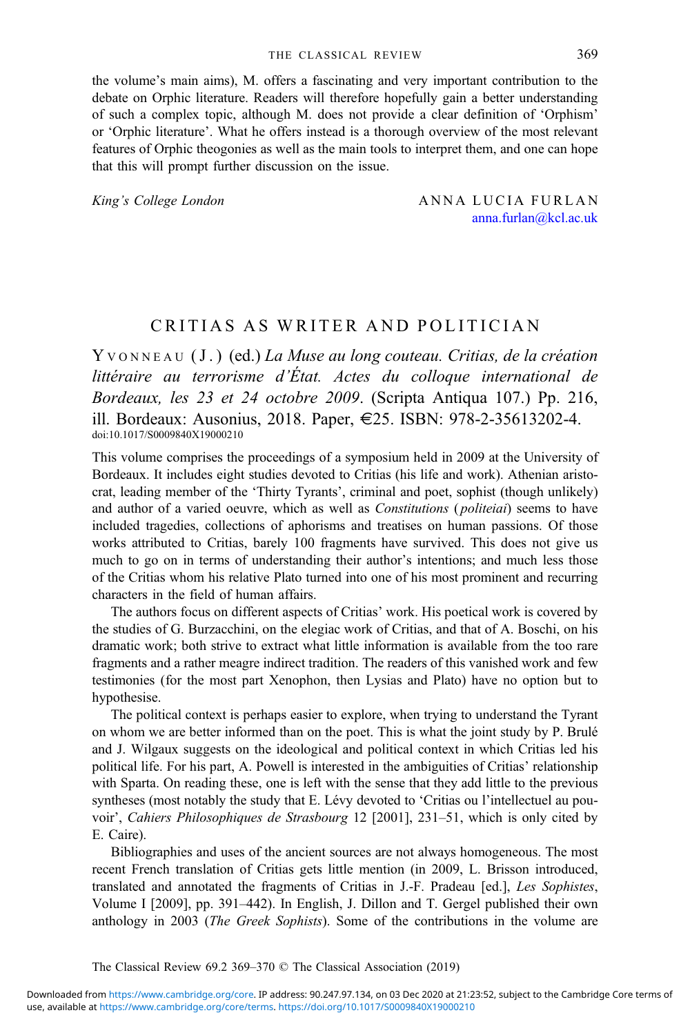the volume's main aims), M. offers a fascinating and very important contribution to the debate on Orphic literature. Readers will therefore hopefully gain a better understanding of such a complex topic, although M. does not provide a clear definition of 'Orphism' or 'Orphic literature'. What he offers instead is a thorough overview of the most relevant features of Orphic theogonies as well as the main tools to interpret them, and one can hope that this will prompt further discussion on the issue.

*King's College London* ANNA LUCIA FURLAN
anna.furlan@kcl.ac.uk

## CRITIAS AS WRITER AND POLITICIAN

YVONNEAU (J.) (ed.) *La Muse au long couteau. Critias, de la création littéraire au terrorisme d'État. Actes du colloque international de Bordeaux, les 23 et 24 octobre 2009*. (Scripta Antiqua 107.) Pp. 216, ill. Bordeaux: Ausonius, 2018. Paper, €25. ISBN: 978-2-35613202-4.
doi:10.1017/S0009840X19000210

This volume comprises the proceedings of a symposium held in 2009 at the University of Bordeaux. It includes eight studies devoted to Critias (his life and work). Athenian aristocrat, leading member of the 'Thirty Tyrants', criminal and poet, sophist (though unlikely) and author of a varied oeuvre, which as well as *Constitutions* (*politeiai*) seems to have included tragedies, collections of aphorisms and treatises on human passions. Of those works attributed to Critias, barely 100 fragments have survived. This does not give us much to go on in terms of understanding their author's intentions; and much less those of the Critias whom his relative Plato turned into one of his most prominent and recurring characters in the field of human affairs.

The authors focus on different aspects of Critias' work. His poetical work is covered by the studies of G. Burzacchini, on the elegiac work of Critias, and that of A. Boschi, on his dramatic work; both strive to extract what little information is available from the too rare fragments and a rather meagre indirect tradition. The readers of this vanished work and few testimonies (for the most part Xenophon, then Lysias and Plato) have no option but to hypothesise.

The political context is perhaps easier to explore, when trying to understand the Tyrant on whom we are better informed than on the poet. This is what the joint study by P. Brulé and J. Wilgaux suggests on the ideological and political context in which Critias led his political life. For his part, A. Powell is interested in the ambiguities of Critias' relationship with Sparta. On reading these, one is left with the sense that they add little to the previous syntheses (most notably the study that E. Lévy devoted to 'Critias ou l'intellectuel au pouvoir', *Cahiers Philosophiques de Strasbourg* 12 [2001], 231–51, which is only cited by E. Caire).

Bibliographies and uses of the ancient sources are not always homogeneous. The most recent French translation of Critias gets little mention (in 2009, L. Brisson introduced, translated and annotated the fragments of Critias in J.-F. Pradeau [ed.], *Les Sophistes*, Volume I [2009], pp. 391–442). In English, J. Dillon and T. Gergel published their own anthology in 2003 (*The Greek Sophists*). Some of the contributions in the volume are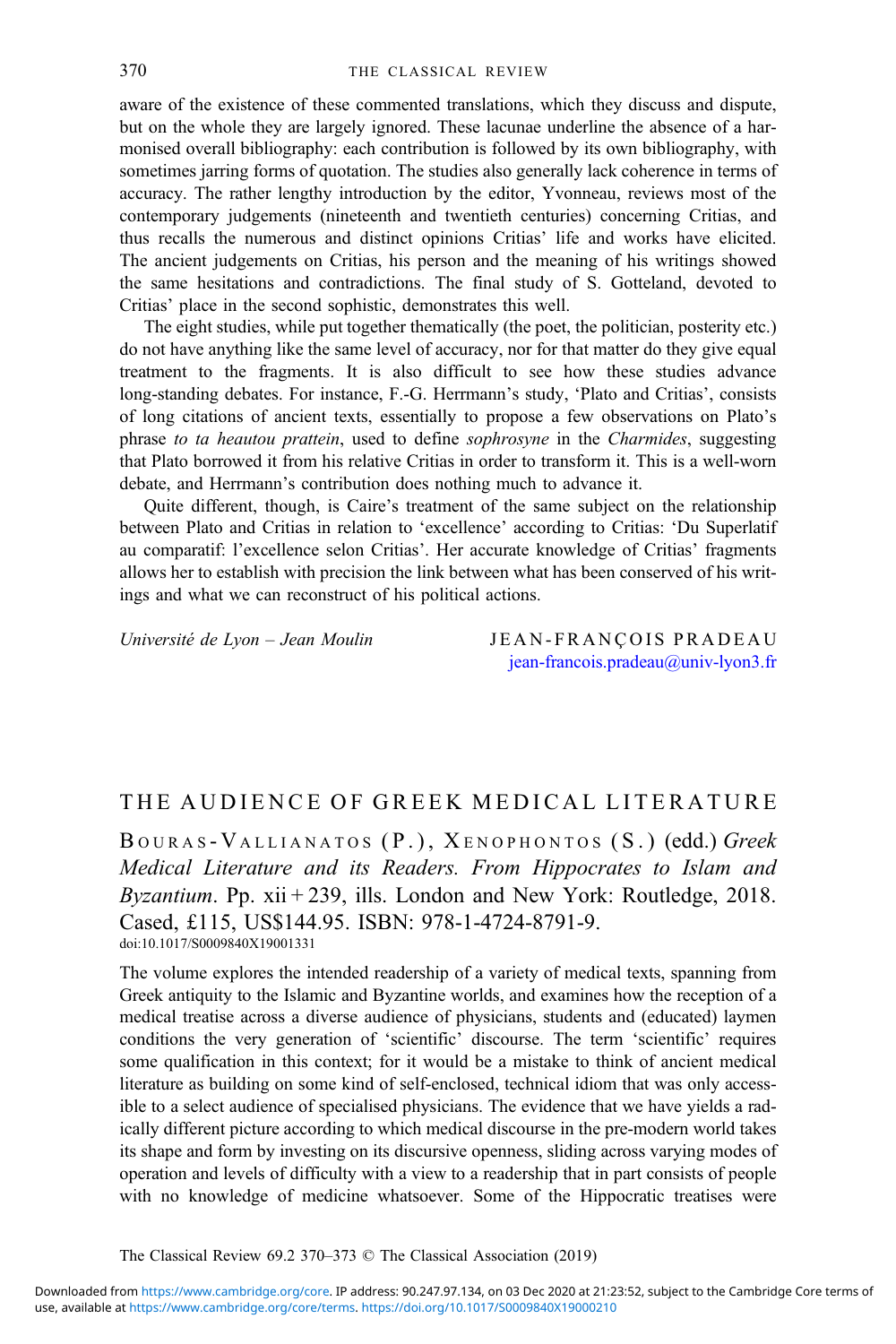aware of the existence of these commented translations, which they discuss and dispute, but on the whole they are largely ignored. These lacunae underline the absence of a harmonised overall bibliography: each contribution is followed by its own bibliography, with sometimes jarring forms of quotation. The studies also generally lack coherence in terms of accuracy. The rather lengthy introduction by the editor, Yvonneau, reviews most of the contemporary judgements (nineteenth and twentieth centuries) concerning Critias, and thus recalls the numerous and distinct opinions Critias' life and works have elicited. The ancient judgements on Critias, his person and the meaning of his writings showed the same hesitations and contradictions. The final study of S. Gotteland, devoted to Critias' place in the second sophistic, demonstrates this well.

The eight studies, while put together thematically (the poet, the politician, posterity etc.) do not have anything like the same level of accuracy, nor for that matter do they give equal treatment to the fragments. It is also difficult to see how these studies advance long-standing debates. For instance, F.-G. Herrmann's study, 'Plato and Critias', consists of long citations of ancient texts, essentially to propose a few observations on Plato's phrase *to ta heautou prattein*, used to define *sophrosyne* in the *Charmides*, suggesting that Plato borrowed it from his relative Critias in order to transform it. This is a well-worn debate, and Herrmann's contribution does nothing much to advance it.

Quite different, though, is Caire's treatment of the same subject on the relationship between Plato and Critias in relation to 'excellence' according to Critias: 'Du Superlatif au comparatif: l'excellence selon Critias'. Her accurate knowledge of Critias' fragments allows her to establish with precision the link between what has been conserved of his writings and what we can reconstruct of his political actions.

*Université de Lyon – Jean Moulin*

JEAN-FRANÇOIS PRADEAU
jean-francois.pradeau@univ-lyon3.fr

## THE AUDIENCE OF GREEK MEDICAL LITERATURE

BOURAS-VALLIANATOS (P.), XENOPHONTOS (S.) (edd.) *Greek Medical Literature and its Readers. From Hippocrates to Islam and Byzantium*. Pp. xii + 239, ills. London and New York: Routledge, 2018. Cased, £115, US$144.95. ISBN: 978-1-4724-8791-9.
doi:10.1017/S0009840X19001331

The volume explores the intended readership of a variety of medical texts, spanning from Greek antiquity to the Islamic and Byzantine worlds, and examines how the reception of a medical treatise across a diverse audience of physicians, students and (educated) laymen conditions the very generation of 'scientific' discourse. The term 'scientific' requires some qualification in this context; for it would be a mistake to think of ancient medical literature as building on some kind of self-enclosed, technical idiom that was only accessible to a select audience of specialised physicians. The evidence that we have yields a radically different picture according to which medical discourse in the pre-modern world takes its shape and form by investing on its discursive openness, sliding across varying modes of operation and levels of difficulty with a view to a readership that in part consists of people with no knowledge of medicine whatsoever. Some of the Hippocratic treatises were